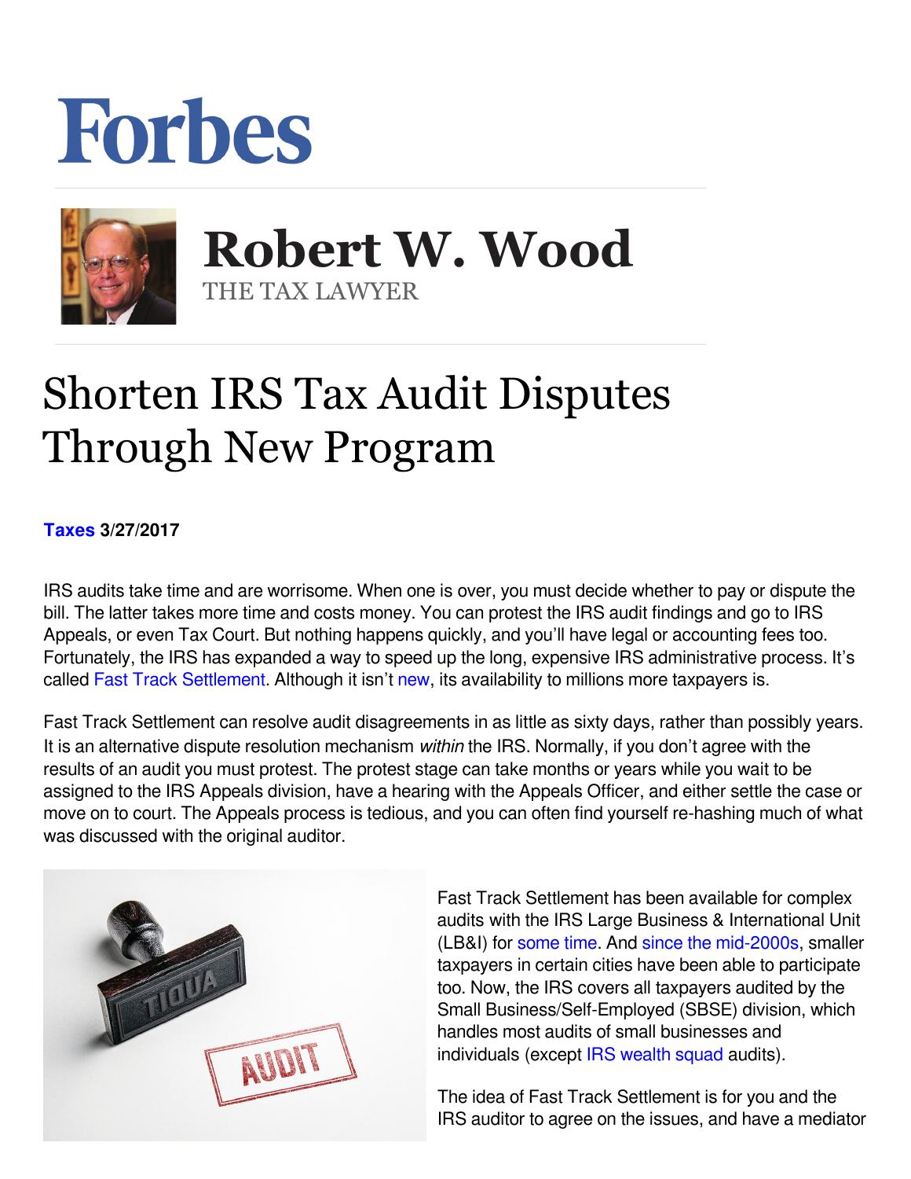# Forbes

## Robert W. Wood

THE TAX LAWYER

# Shorten IRS Tax Audit Disputes Through New Program

**Taxes 3/27/2017**

IRS audits take time and are worrisome. When one is over, you must decide whether to pay or dispute the bill. The latter takes more time and costs money. You can protest the IRS audit findings and go to IRS Appeals, or even Tax Court. But nothing happens quickly, and you'll have legal or accounting fees too. Fortunately, the IRS has expanded a way to speed up the long, expensive IRS administrative process. It's called Fast Track Settlement. Although it isn't new, its availability to millions more taxpayers is.

Fast Track Settlement can resolve audit disagreements in as little as sixty days, rather than possibly years. It is an alternative dispute resolution mechanism *within* the IRS. Normally, if you don't agree with the results of an audit you must protest. The protest stage can take months or years while you wait to be assigned to the IRS Appeals division, have a hearing with the Appeals Officer, and either settle the case or move on to court. The Appeals process is tedious, and you can often find yourself re-hashing much of what was discussed with the original auditor.

Fast Track Settlement has been available for complex audits with the IRS Large Business & International Unit (LB&I) for some time. And since the mid-2000s, smaller taxpayers in certain cities have been able to participate too. Now, the IRS covers all taxpayers audited by the Small Business/Self-Employed (SBSE) division, which handles most audits of small businesses and individuals (except IRS wealth squad audits).

The idea of Fast Track Settlement is for you and the IRS auditor to agree on the issues, and have a mediator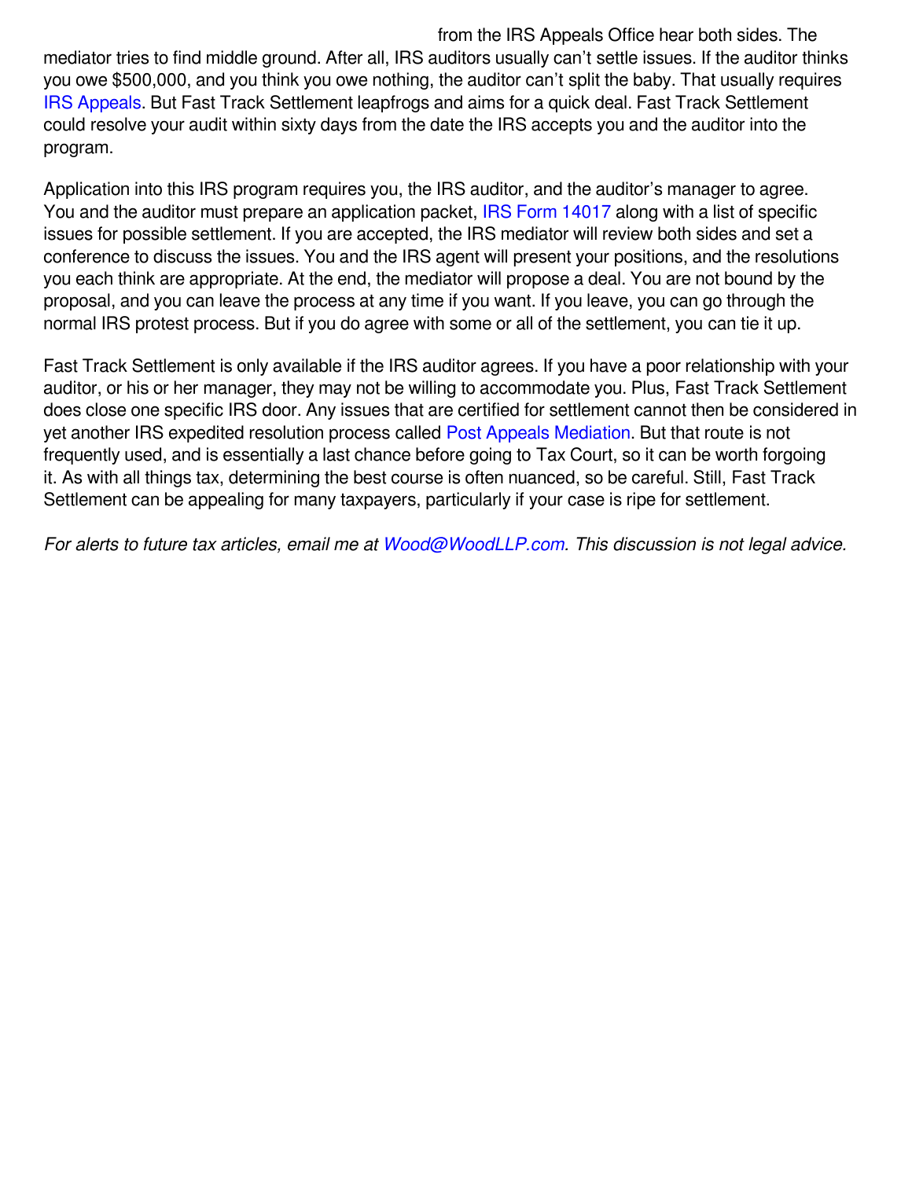from the IRS Appeals Office hear both sides. The mediator tries to find middle ground. After all, IRS auditors usually can't settle issues. If the auditor thinks you owe $500,000, and you think you owe nothing, the auditor can't split the baby. That usually requires IRS Appeals. But Fast Track Settlement leapfrogs and aims for a quick deal. Fast Track Settlement could resolve your audit within sixty days from the date the IRS accepts you and the auditor into the program.

Application into this IRS program requires you, the IRS auditor, and the auditor's manager to agree. You and the auditor must prepare an application packet, IRS Form 14017 along with a list of specific issues for possible settlement. If you are accepted, the IRS mediator will review both sides and set a conference to discuss the issues. You and the IRS agent will present your positions, and the resolutions you each think are appropriate. At the end, the mediator will propose a deal. You are not bound by the proposal, and you can leave the process at any time if you want. If you leave, you can go through the normal IRS protest process. But if you do agree with some or all of the settlement, you can tie it up.

Fast Track Settlement is only available if the IRS auditor agrees. If you have a poor relationship with your auditor, or his or her manager, they may not be willing to accommodate you. Plus, Fast Track Settlement does close one specific IRS door. Any issues that are certified for settlement cannot then be considered in yet another IRS expedited resolution process called Post Appeals Mediation. But that route is not frequently used, and is essentially a last chance before going to Tax Court, so it can be worth forgoing it. As with all things tax, determining the best course is often nuanced, so be careful. Still, Fast Track Settlement can be appealing for many taxpayers, particularly if your case is ripe for settlement.

*For alerts to future tax articles, email me at Wood@WoodLLP.com. This discussion is not legal advice.*